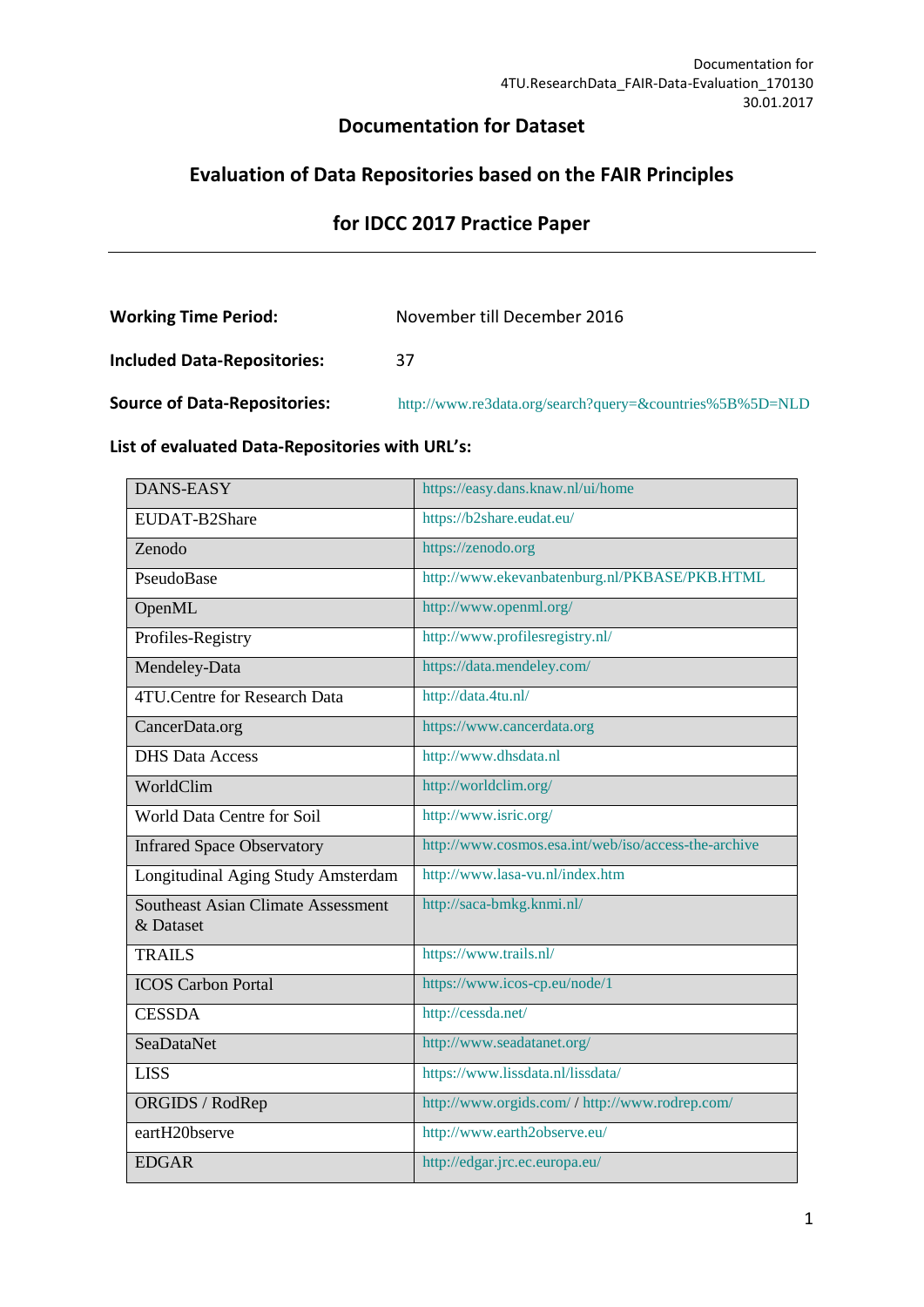Documentation for
4TU.ResearchData_FAIR-Data-Evaluation_170130
30.01.2017

# Documentation for Dataset

# Evaluation of Data Repositories based on the FAIR Principles

# for IDCC 2017 Practice Paper

---

**Working Time Period:** November till December 2016

**Included Data-Repositories:** 37

**Source of Data-Repositories:** http://www.re3data.org/search?query=&countries%5B%5D=NLD

**List of evaluated Data-Repositories with URL's:**

| | |
|---|---|
| DANS-EASY | https://easy.dans.knaw.nl/ui/home |
| EUDAT-B2Share | https://b2share.eudat.eu/ |
| Zenodo | https://zenodo.org |
| PseudoBase | http://www.ekevanbatenburg.nl/PKBASE/PKB.HTML |
| OpenML | http://www.openml.org/ |
| Profiles-Registry | http://www.profilesregistry.nl/ |
| Mendeley-Data | https://data.mendeley.com/ |
| 4TU.Centre for Research Data | http://data.4tu.nl/ |
| CancerData.org | https://www.cancerdata.org |
| DHS Data Access | http://www.dhsdata.nl |
| WorldClim | http://worldclim.org/ |
| World Data Centre for Soil | http://www.isric.org/ |
| Infrared Space Observatory | http://www.cosmos.esa.int/web/iso/access-the-archive |
| Longitudinal Aging Study Amsterdam | http://www.lasa-vu.nl/index.htm |
| Southeast Asian Climate Assessment & Dataset | http://saca-bmkg.knmi.nl/ |
| TRAILS | https://www.trails.nl/ |
| ICOS Carbon Portal | https://www.icos-cp.eu/node/1 |
| CESSDA | http://cessda.net/ |
| SeaDataNet | http://www.seadatanet.org/ |
| LISS | https://www.lissdata.nl/lissdata/ |
| ORGIDS / RodRep | http://www.orgids.com/ / http://www.rodrep.com/ |
| eartH20bserve | http://www.earth2observe.eu/ |
| EDGAR | http://edgar.jrc.ec.europa.eu/ |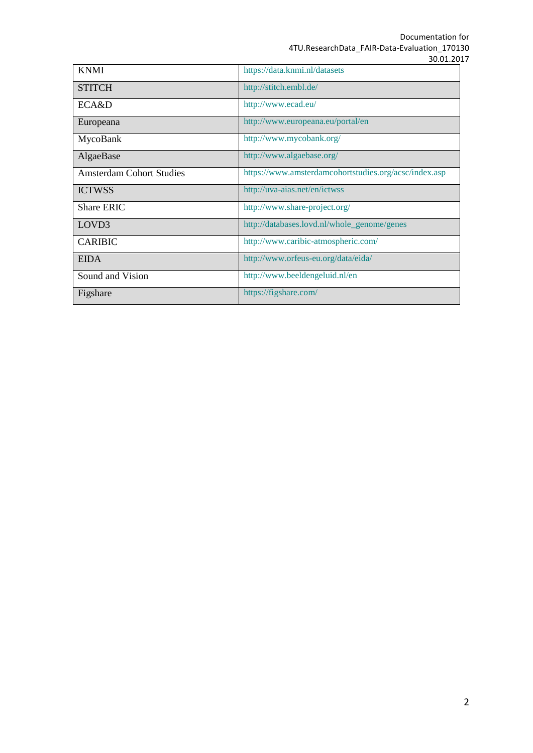| KNMI | https://data.knmi.nl/datasets |
|---|---|
| STITCH | http://stitch.embl.de/ |
| ECA&D | http://www.ecad.eu/ |
| Europeana | http://www.europeana.eu/portal/en |
| MycoBank | http://www.mycobank.org/ |
| AlgaeBase | http://www.algaebase.org/ |
| Amsterdam Cohort Studies | https://www.amsterdamcohortstudies.org/acsc/index.asp |
| ICTWSS | http://uva-aias.net/en/ictwss |
| Share ERIC | http://www.share-project.org/ |
| LOVD3 | http://databases.lovd.nl/whole_genome/genes |
| CARIBIC | http://www.caribic-atmospheric.com/ |
| EIDA | http://www.orfeus-eu.org/data/eida/ |
| Sound and Vision | http://www.beeldengeluid.nl/en |
| Figshare | https://figshare.com/ |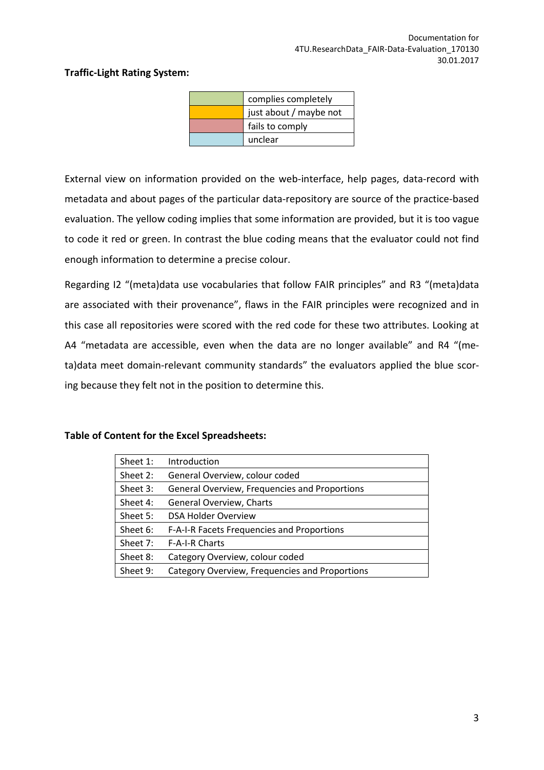**Traffic-Light Rating System:**

| | |
|---|---|
| | complies completely |
| | just about / maybe not |
| | fails to comply |
| | unclear |

External view on information provided on the web-interface, help pages, data-record with metadata and about pages of the particular data-repository are source of the practice-based evaluation. The yellow coding implies that some information are provided, but it is too vague to code it red or green. In contrast the blue coding means that the evaluator could not find enough information to determine a precise colour.

Regarding I2 "(meta)data use vocabularies that follow FAIR principles" and R3 "(meta)data are associated with their provenance", flaws in the FAIR principles were recognized and in this case all repositories were scored with the red code for these two attributes. Looking at A4 "metadata are accessible, even when the data are no longer available" and R4 "(meta)data meet domain-relevant community standards" the evaluators applied the blue scoring because they felt not in the position to determine this.

**Table of Content for the Excel Spreadsheets:**

| | |
|---|---|
| Sheet 1: | Introduction |
| Sheet 2: | General Overview, colour coded |
| Sheet 3: | General Overview, Frequencies and Proportions |
| Sheet 4: | General Overview, Charts |
| Sheet 5: | DSA Holder Overview |
| Sheet 6: | F-A-I-R Facets Frequencies and Proportions |
| Sheet 7: | F-A-I-R Charts |
| Sheet 8: | Category Overview, colour coded |
| Sheet 9: | Category Overview, Frequencies and Proportions |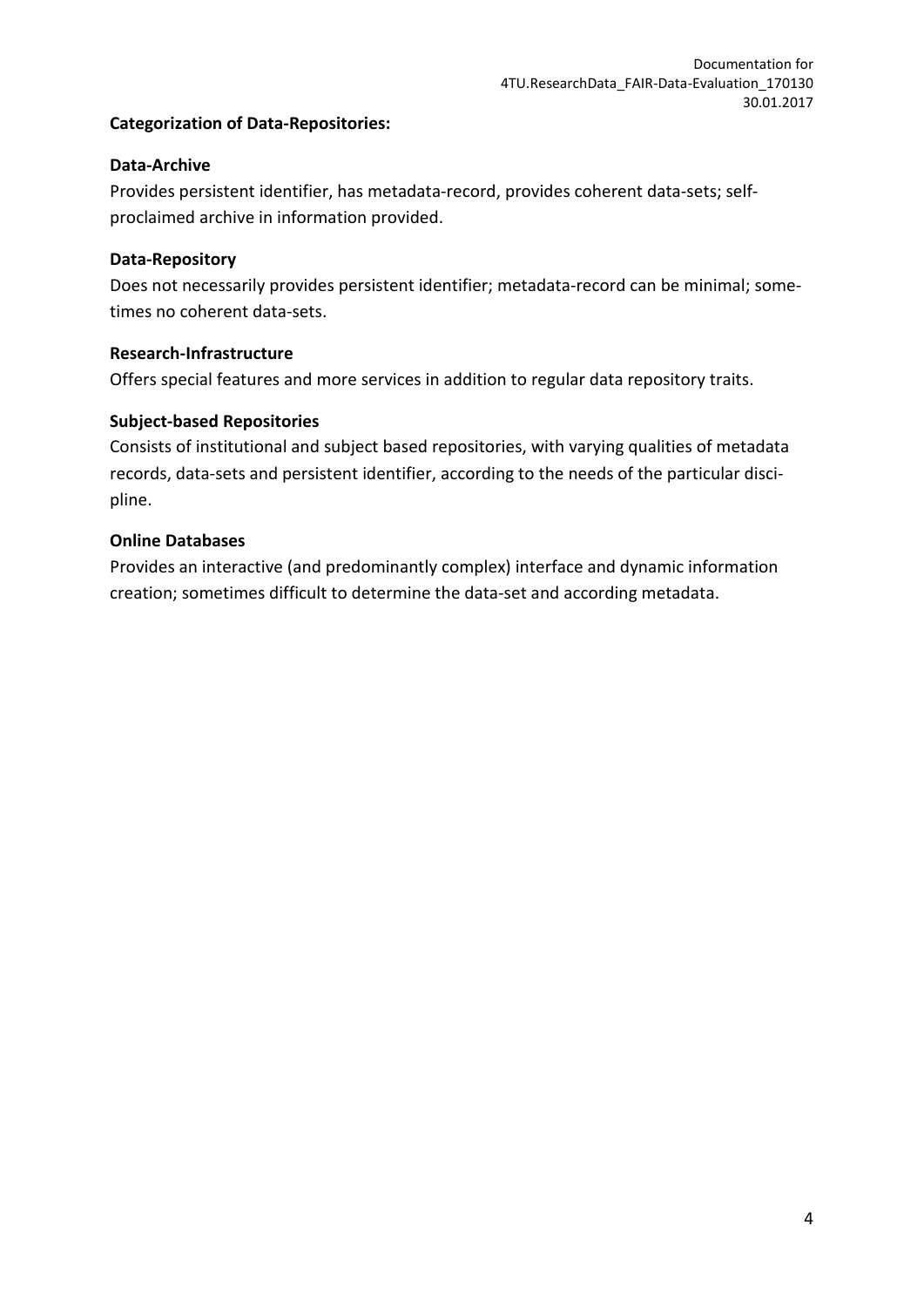**Categorization of Data-Repositories:**

**Data-Archive**

Provides persistent identifier, has metadata-record, provides coherent data-sets; self-proclaimed archive in information provided.

**Data-Repository**

Does not necessarily provides persistent identifier; metadata-record can be minimal; sometimes no coherent data-sets.

**Research-Infrastructure**

Offers special features and more services in addition to regular data repository traits.

**Subject-based Repositories**

Consists of institutional and subject based repositories, with varying qualities of metadata records, data-sets and persistent identifier, according to the needs of the particular discipline.

**Online Databases**

Provides an interactive (and predominantly complex) interface and dynamic information creation; sometimes difficult to determine the data-set and according metadata.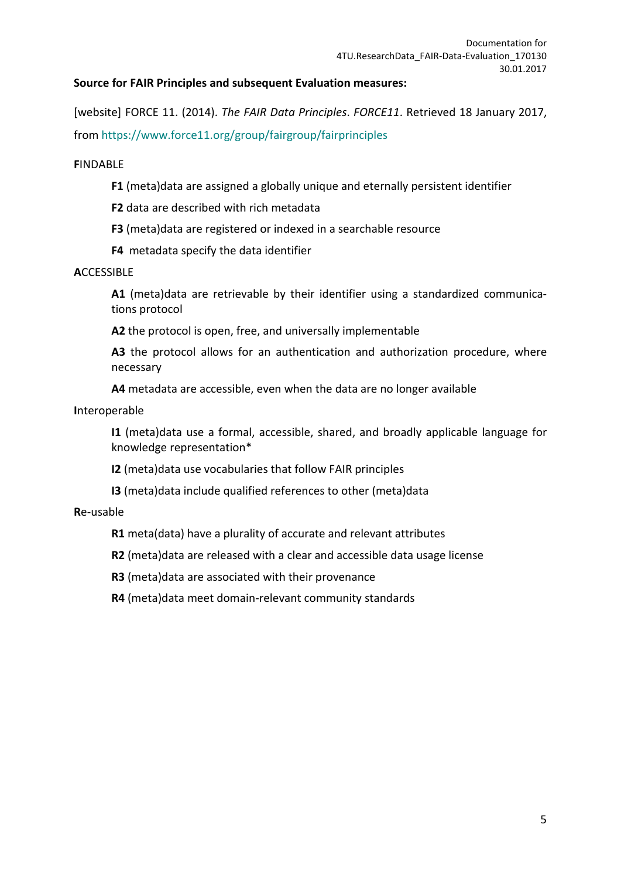**Source for FAIR Principles and subsequent Evaluation measures:**

[website] FORCE 11. (2014). *The FAIR Data Principles*. *FORCE11*. Retrieved 18 January 2017, from https://www.force11.org/group/fairgroup/fairprinciples

**F**INDABLE

**F1** (meta)data are assigned a globally unique and eternally persistent identifier

**F2** data are described with rich metadata

**F3** (meta)data are registered or indexed in a searchable resource

**F4** metadata specify the data identifier

**A**CCESSIBLE

**A1** (meta)data are retrievable by their identifier using a standardized communications protocol

**A2** the protocol is open, free, and universally implementable

**A3** the protocol allows for an authentication and authorization procedure, where necessary

**A4** metadata are accessible, even when the data are no longer available

**I**nteroperable

**I1** (meta)data use a formal, accessible, shared, and broadly applicable language for knowledge representation*

**I2** (meta)data use vocabularies that follow FAIR principles

**I3** (meta)data include qualified references to other (meta)data

**R**e-usable

**R1** meta(data) have a plurality of accurate and relevant attributes

**R2** (meta)data are released with a clear and accessible data usage license

**R3** (meta)data are associated with their provenance

**R4** (meta)data meet domain-relevant community standards